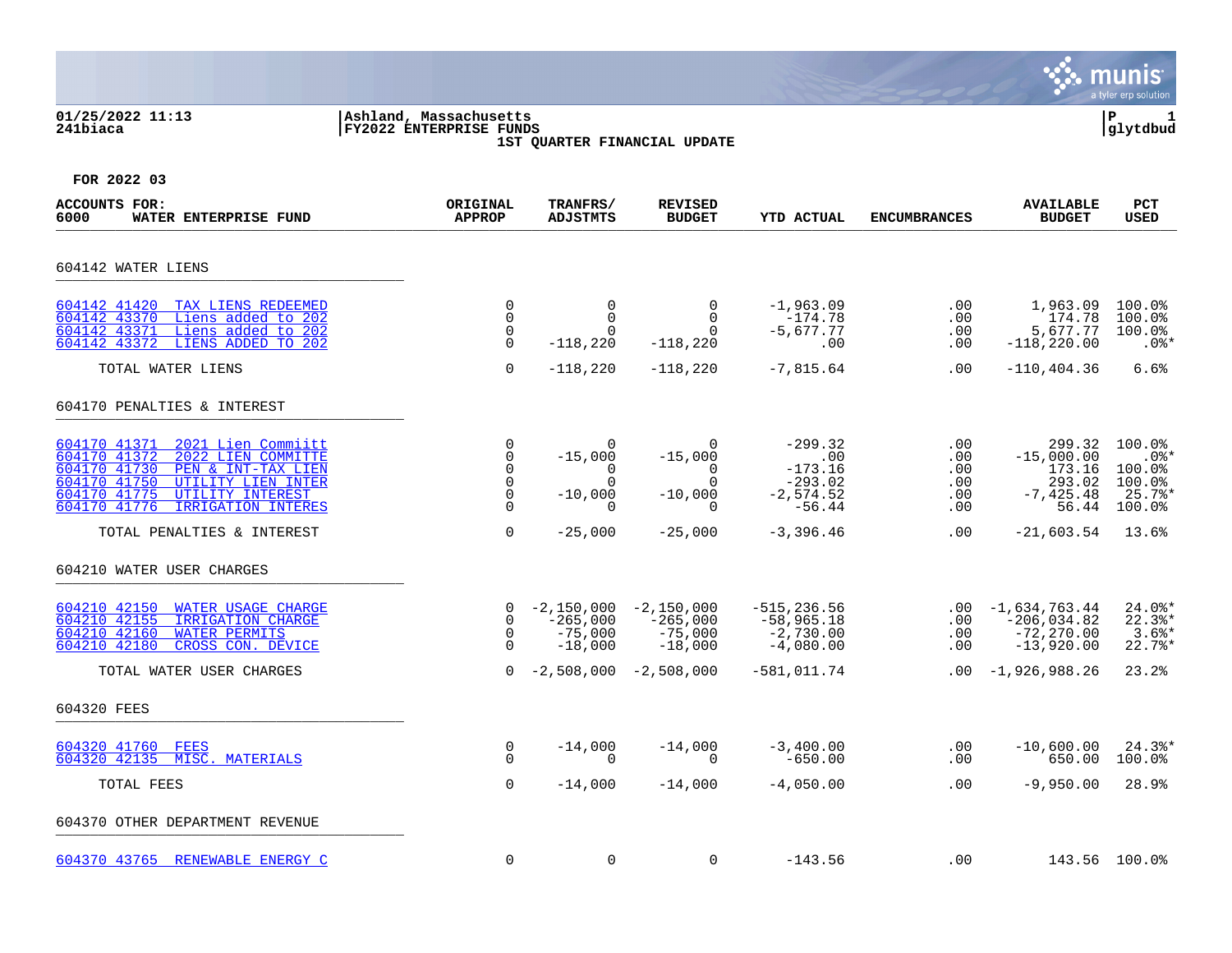01/25/2022 11:13
241biaca

Ashland, Massachusetts
FY2022 ENTERPRISE FUNDS
1ST QUARTER FINANCIAL UPDATE

P 1
glytdbud

**FOR 2022 03**

| ACCOUNTS FOR: 6000 WATER ENTERPRISE FUND | ORIGINAL APPROP | TRANFRS/ ADJSTMTS | REVISED BUDGET | YTD ACTUAL | ENCUMBRANCES | AVAILABLE BUDGET | PCT USED |
|---|---|---|---|---|---|---|---|
| **604142 WATER LIENS** | | | | | | | |
| 604142 41420 TAX LIENS REDEEMED | 0 | 0 | 0 | -1,963.09 | .00 | 1,963.09 | 100.0% |
| 604142 43370 Liens added to 202 | 0 | 0 | 0 | -174.78 | .00 | 174.78 | 100.0% |
| 604142 43371 Liens added to 202 | 0 | 0 | 0 | -5,677.77 | .00 | 5,677.77 | 100.0% |
| 604142 43372 LIENS ADDED TO 202 | 0 | -118,220 | -118,220 | .00 | .00 | -118,220.00 | .0%* |
| TOTAL WATER LIENS | 0 | -118,220 | -118,220 | -7,815.64 | .00 | -110,404.36 | 6.6% |
| **604170 PENALTIES & INTEREST** | | | | | | | |
| 604170 41371 2021 Lien Commiitt | 0 | 0 | 0 | -299.32 | .00 | 299.32 | 100.0% |
| 604170 41372 2022 LIEN COMMITTE | 0 | -15,000 | -15,000 | .00 | .00 | -15,000.00 | .0%* |
| 604170 41730 PEN & INT-TAX LIEN | 0 | 0 | 0 | -173.16 | .00 | 173.16 | 100.0% |
| 604170 41750 UTILITY LIEN INTER | 0 | 0 | 0 | -293.02 | .00 | 293.02 | 100.0% |
| 604170 41775 UTILITY INTEREST | 0 | -10,000 | -10,000 | -2,574.52 | .00 | -7,425.48 | 25.7%* |
| 604170 41776 IRRIGATION INTERES | 0 | 0 | 0 | -56.44 | .00 | 56.44 | 100.0% |
| TOTAL PENALTIES & INTEREST | 0 | -25,000 | -25,000 | -3,396.46 | .00 | -21,603.54 | 13.6% |
| **604210 WATER USER CHARGES** | | | | | | | |
| 604210 42150 WATER USAGE CHARGE | 0 | -2,150,000 | -2,150,000 | -515,236.56 | .00 | -1,634,763.44 | 24.0%* |
| 604210 42155 IRRIGATION CHARGE | 0 | -265,000 | -265,000 | -58,965.18 | .00 | -206,034.82 | 22.3%* |
| 604210 42160 WATER PERMITS | 0 | -75,000 | -75,000 | -2,730.00 | .00 | -72,270.00 | 3.6%* |
| 604210 42180 CROSS CON. DEVICE | 0 | -18,000 | -18,000 | -4,080.00 | .00 | -13,920.00 | 22.7%* |
| TOTAL WATER USER CHARGES | 0 | -2,508,000 | -2,508,000 | -581,011.74 | .00 | -1,926,988.26 | 23.2% |
| **604320 FEES** | | | | | | | |
| 604320 41760 FEES | 0 | -14,000 | -14,000 | -3,400.00 | .00 | -10,600.00 | 24.3%* |
| 604320 42135 MISC. MATERIALS | 0 | 0 | 0 | -650.00 | .00 | 650.00 | 100.0% |
| TOTAL FEES | 0 | -14,000 | -14,000 | -4,050.00 | .00 | -9,950.00 | 28.9% |
| **604370 OTHER DEPARTMENT REVENUE** | | | | | | | |
| 604370 43765 RENEWABLE ENERGY C | 0 | 0 | 0 | -143.56 | .00 | 143.56 | 100.0% |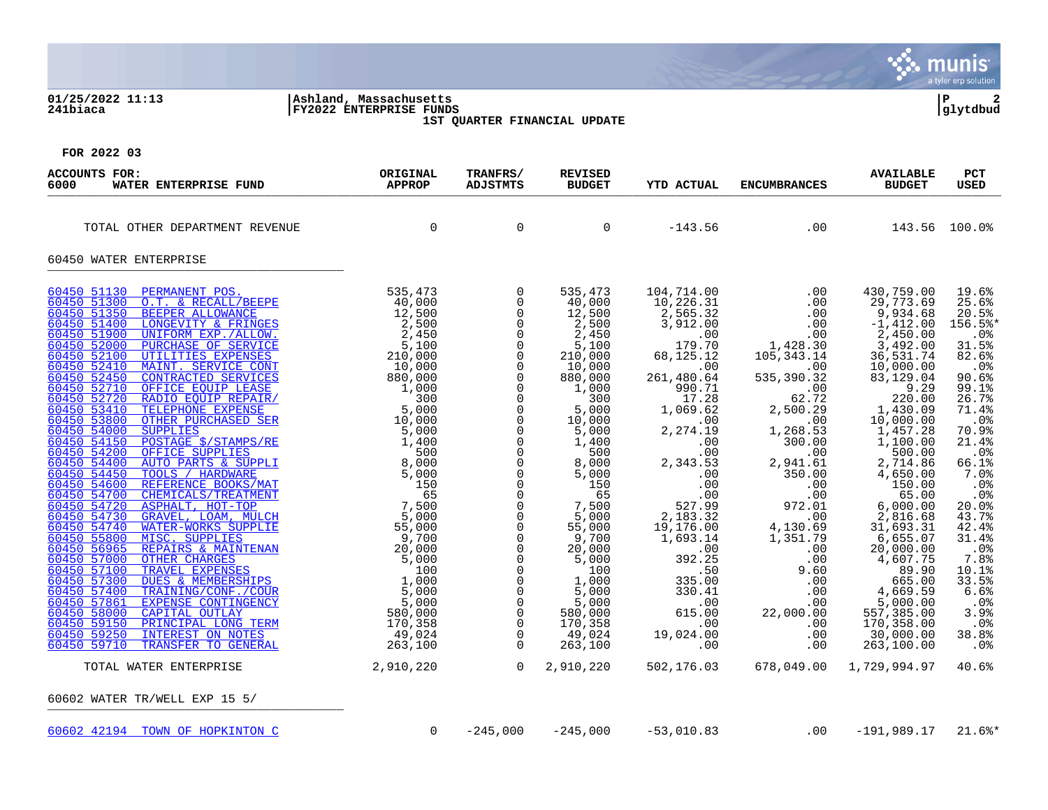01/25/2022 11:13 | Ashland, Massachusetts | P 2
241biaca | FY2022 ENTERPRISE FUNDS | glytdbud

1ST QUARTER FINANCIAL UPDATE

FOR 2022 03

| ACCOUNTS FOR: 6000 WATER ENTERPRISE FUND | ORIGINAL APPROP | TRANFRS/ ADJSTMTS | REVISED BUDGET | YTD ACTUAL | ENCUMBRANCES | AVAILABLE BUDGET | PCT USED |
|---|---|---|---|---|---|---|---|
| TOTAL OTHER DEPARTMENT REVENUE | 0 | 0 | 0 | -143.56 | .00 | 143.56 | 100.0% |
| **60450 WATER ENTERPRISE** | | | | | | | |
| 60450 51130 PERMANENT POS. | 535,473 | 0 | 535,473 | 104,714.00 | .00 | 430,759.00 | 19.6% |
| 60450 51300 O.T. & RECALL/BEEPE | 40,000 | 0 | 40,000 | 10,226.31 | .00 | 29,773.69 | 25.6% |
| 60450 51350 BEEPER ALLOWANCE | 12,500 | 0 | 12,500 | 2,565.32 | .00 | 9,934.68 | 20.5% |
| 60450 51400 LONGEVITY & FRINGES | 2,500 | 0 | 2,500 | 3,912.00 | .00 | -1,412.00 | 156.5%* |
| 60450 51900 UNIFORM EXP./ALLOW. | 2,450 | 0 | 2,450 | .00 | .00 | 2,450.00 | .0% |
| 60450 52000 PURCHASE OF SERVICE | 5,100 | 0 | 5,100 | 179.70 | 1,428.30 | 3,492.00 | 31.5% |
| 60450 52100 UTILITIES EXPENSES | 210,000 | 0 | 210,000 | 68,125.12 | 105,343.14 | 36,531.74 | 82.6% |
| 60450 52410 MAINT. SERVICE CONT | 10,000 | 0 | 10,000 | .00 | .00 | 10,000.00 | .0% |
| 60450 52450 CONTRACTED SERVICES | 880,000 | 0 | 880,000 | 261,480.64 | 535,390.32 | 83,129.04 | 90.6% |
| 60450 52710 OFFICE EQUIP LEASE | 1,000 | 0 | 1,000 | 990.71 | .00 | 9.29 | 99.1% |
| 60450 52720 RADIO EQUIP REPAIR/ | 300 | 0 | 300 | 17.28 | 62.72 | 220.00 | 26.7% |
| 60450 53410 TELEPHONE EXPENSE | 5,000 | 0 | 5,000 | 1,069.62 | 2,500.29 | 1,430.09 | 71.4% |
| 60450 53800 OTHER PURCHASED SER | 10,000 | 0 | 10,000 | .00 | .00 | 10,000.00 | .0% |
| 60450 54000 SUPPLIES | 5,000 | 0 | 5,000 | 2,274.19 | 1,268.53 | 1,457.28 | 70.9% |
| 60450 54150 POSTAGE $/STAMPS/RE | 1,400 | 0 | 1,400 | .00 | 300.00 | 1,100.00 | 21.4% |
| 60450 54200 OFFICE SUPPLIES | 500 | 0 | 500 | .00 | .00 | 500.00 | .0% |
| 60450 54400 AUTO PARTS & SUPPLI | 8,000 | 0 | 8,000 | 2,343.53 | 2,941.61 | 2,714.86 | 66.1% |
| 60450 54450 TOOLS / HARDWARE | 5,000 | 0 | 5,000 | .00 | 350.00 | 4,650.00 | 7.0% |
| 60450 54600 REFERENCE BOOKS/MAT | 150 | 0 | 150 | .00 | .00 | 150.00 | .0% |
| 60450 54700 CHEMICALS/TREATMENT | 65 | 0 | 65 | .00 | .00 | 65.00 | .0% |
| 60450 54720 ASPHALT, HOT-TOP | 7,500 | 0 | 7,500 | 527.99 | 972.01 | 6,000.00 | 20.0% |
| 60450 54730 GRAVEL, LOAM, MULCH | 5,000 | 0 | 5,000 | 2,183.32 | .00 | 2,816.68 | 43.7% |
| 60450 54740 WATER-WORKS SUPPLIE | 55,000 | 0 | 55,000 | 19,176.00 | 4,130.69 | 31,693.31 | 42.4% |
| 60450 55800 MISC. SUPPLIES | 9,700 | 0 | 9,700 | 1,693.14 | 1,351.79 | 6,655.07 | 31.4% |
| 60450 56965 REPAIRS & MAINTENAN | 20,000 | 0 | 20,000 | .00 | .00 | 20,000.00 | .0% |
| 60450 57000 OTHER CHARGES | 5,000 | 0 | 5,000 | 392.25 | .00 | 4,607.75 | 7.8% |
| 60450 57100 TRAVEL EXPENSES | 100 | 0 | 100 | .50 | 9.60 | 89.90 | 10.1% |
| 60450 57300 DUES & MEMBERSHIPS | 1,000 | 0 | 1,000 | 335.00 | .00 | 665.00 | 33.5% |
| 60450 57400 TRAINING/CONF./COUR | 5,000 | 0 | 5,000 | 330.41 | .00 | 4,669.59 | 6.6% |
| 60450 57861 EXPENSE CONTINGENCY | 5,000 | 0 | 5,000 | .00 | .00 | 5,000.00 | .0% |
| 60450 58000 CAPITAL OUTLAY | 580,000 | 0 | 580,000 | 615.00 | 22,000.00 | 557,385.00 | 3.9% |
| 60450 59150 PRINCIPAL LONG TERM | 170,358 | 0 | 170,358 | .00 | .00 | 170,358.00 | .0% |
| 60450 59250 INTEREST ON NOTES | 49,024 | 0 | 49,024 | 19,024.00 | .00 | 30,000.00 | 38.8% |
| 60450 59710 TRANSFER TO GENERAL | 263,100 | 0 | 263,100 | .00 | .00 | 263,100.00 | .0% |
| TOTAL WATER ENTERPRISE | 2,910,220 | 0 | 2,910,220 | 502,176.03 | 678,049.00 | 1,729,994.97 | 40.6% |
| **60602 WATER TR/WELL EXP 15 5/** | | | | | | | |
| 60602 42194 TOWN OF HOPKINTON C | 0 | -245,000 | -245,000 | -53,010.83 | .00 | -191,989.17 | 21.6%* |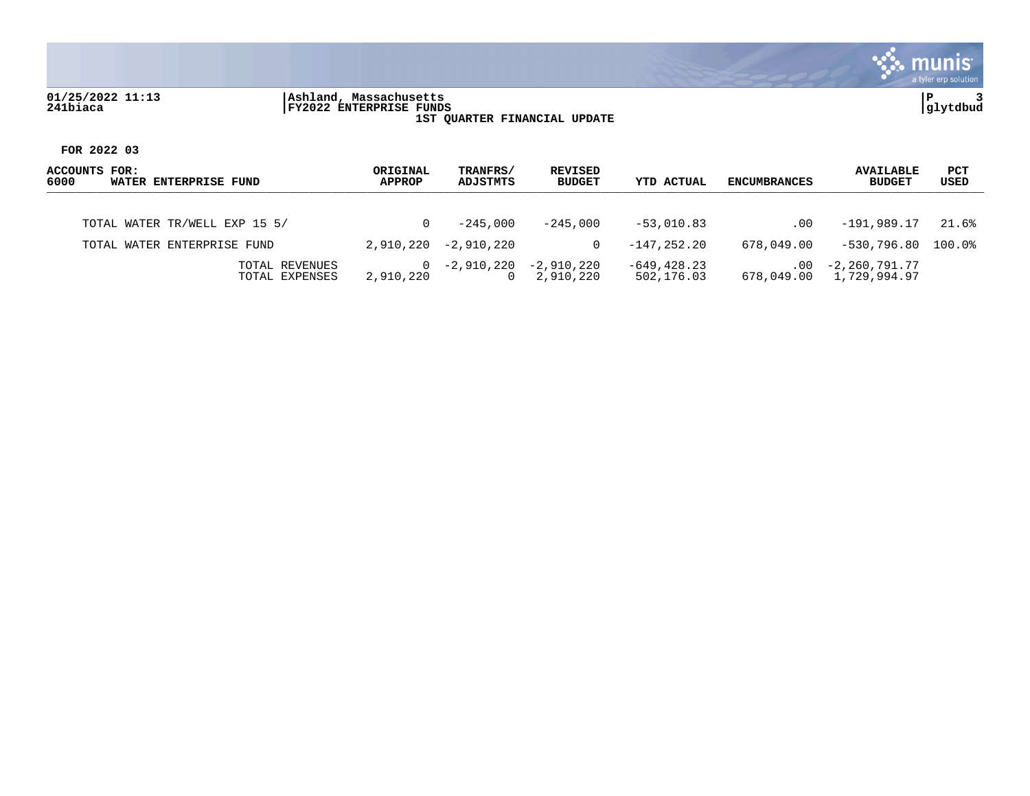01/25/2022 11:13 | Ashland, Massachusetts | P 3
241biaca | FY2022 ENTERPRISE FUNDS | glytdbud

**1ST QUARTER FINANCIAL UPDATE**

**FOR 2022 03**

| ACCOUNTS FOR: 6000 WATER ENTERPRISE FUND | ORIGINAL APPROP | TRANFRS/ ADJSTMTS | REVISED BUDGET | YTD ACTUAL | ENCUMBRANCES | AVAILABLE BUDGET | PCT USED |
|---|---|---|---|---|---|---|---|
| TOTAL WATER TR/WELL EXP 15 5/ | 0 | -245,000 | -245,000 | -53,010.83 | .00 | -191,989.17 | 21.6% |
| TOTAL WATER ENTERPRISE FUND | 2,910,220 | -2,910,220 | 0 | -147,252.20 | 678,049.00 | -530,796.80 | 100.0% |
| TOTAL REVENUES | 0 | -2,910,220 | -2,910,220 | -649,428.23 | .00 | -2,260,791.77 | |
| TOTAL EXPENSES | 2,910,220 | 0 | 2,910,220 | 502,176.03 | 678,049.00 | 1,729,994.97 | |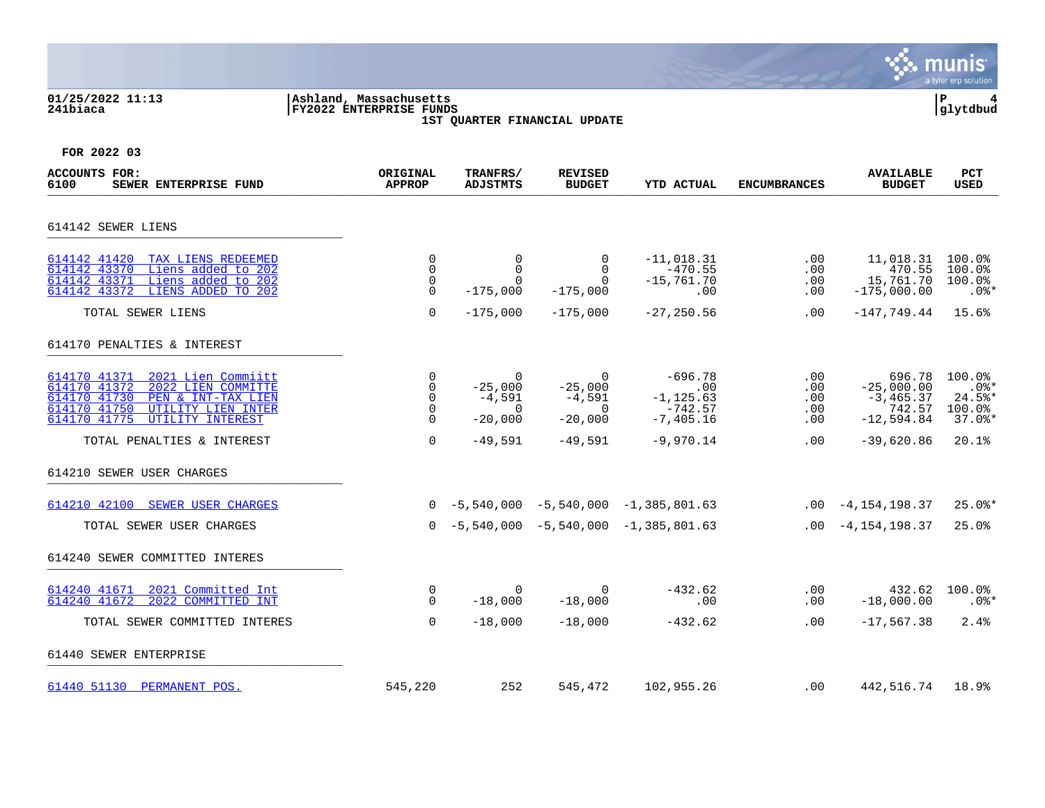01/25/2022 11:13
241biaca

Ashland, Massachusetts
FY2022 ENTERPRISE FUNDS
1ST QUARTER FINANCIAL UPDATE

P 4
glytdbud

FOR 2022 03

| ACCOUNTS FOR: 6100 SEWER ENTERPRISE FUND | ORIGINAL APPROP | TRANFRS/ ADJSTMTS | REVISED BUDGET | YTD ACTUAL | ENCUMBRANCES | AVAILABLE BUDGET | PCT USED |
|---|---|---|---|---|---|---|---|
| **614142 SEWER LIENS** | | | | | | | |
| 614142 41420 TAX LIENS REDEEMED | 0 | 0 | 0 | -11,018.31 | .00 | 11,018.31 | 100.0% |
| 614142 43370 Liens added to 202 | 0 | 0 | 0 | -470.55 | .00 | 470.55 | 100.0% |
| 614142 43371 Liens added to 202 | 0 | 0 | 0 | -15,761.70 | .00 | 15,761.70 | 100.0% |
| 614142 43372 LIENS ADDED TO 202 | 0 | -175,000 | -175,000 | .00 | .00 | -175,000.00 | .0%* |
| TOTAL SEWER LIENS | 0 | -175,000 | -175,000 | -27,250.56 | .00 | -147,749.44 | 15.6% |
| **614170 PENALTIES & INTEREST** | | | | | | | |
| 614170 41371 2021 Lien Commiitt | 0 | 0 | 0 | -696.78 | .00 | 696.78 | 100.0% |
| 614170 41372 2022 LIEN COMMITTE | 0 | -25,000 | -25,000 | .00 | .00 | -25,000.00 | .0%* |
| 614170 41730 PEN & INT-TAX LIEN | 0 | -4,591 | -4,591 | -1,125.63 | .00 | -3,465.37 | 24.5%* |
| 614170 41750 UTILITY LIEN INTER | 0 | 0 | 0 | -742.57 | .00 | 742.57 | 100.0% |
| 614170 41775 UTILITY INTEREST | 0 | -20,000 | -20,000 | -7,405.16 | .00 | -12,594.84 | 37.0%* |
| TOTAL PENALTIES & INTEREST | 0 | -49,591 | -49,591 | -9,970.14 | .00 | -39,620.86 | 20.1% |
| **614210 SEWER USER CHARGES** | | | | | | | |
| 614210 42100 SEWER USER CHARGES | 0 | -5,540,000 | -5,540,000 | -1,385,801.63 | .00 | -4,154,198.37 | 25.0%* |
| TOTAL SEWER USER CHARGES | 0 | -5,540,000 | -5,540,000 | -1,385,801.63 | .00 | -4,154,198.37 | 25.0% |
| **614240 SEWER COMMITTED INTERES** | | | | | | | |
| 614240 41671 2021 Committed Int | 0 | 0 | 0 | -432.62 | .00 | 432.62 | 100.0% |
| 614240 41672 2022 COMMITTED INT | 0 | -18,000 | -18,000 | .00 | .00 | -18,000.00 | .0%* |
| TOTAL SEWER COMMITTED INTERES | 0 | -18,000 | -18,000 | -432.62 | .00 | -17,567.38 | 2.4% |
| **61440 SEWER ENTERPRISE** | | | | | | | |
| 61440 51130 PERMANENT POS. | 545,220 | 252 | 545,472 | 102,955.26 | .00 | 442,516.74 | 18.9% |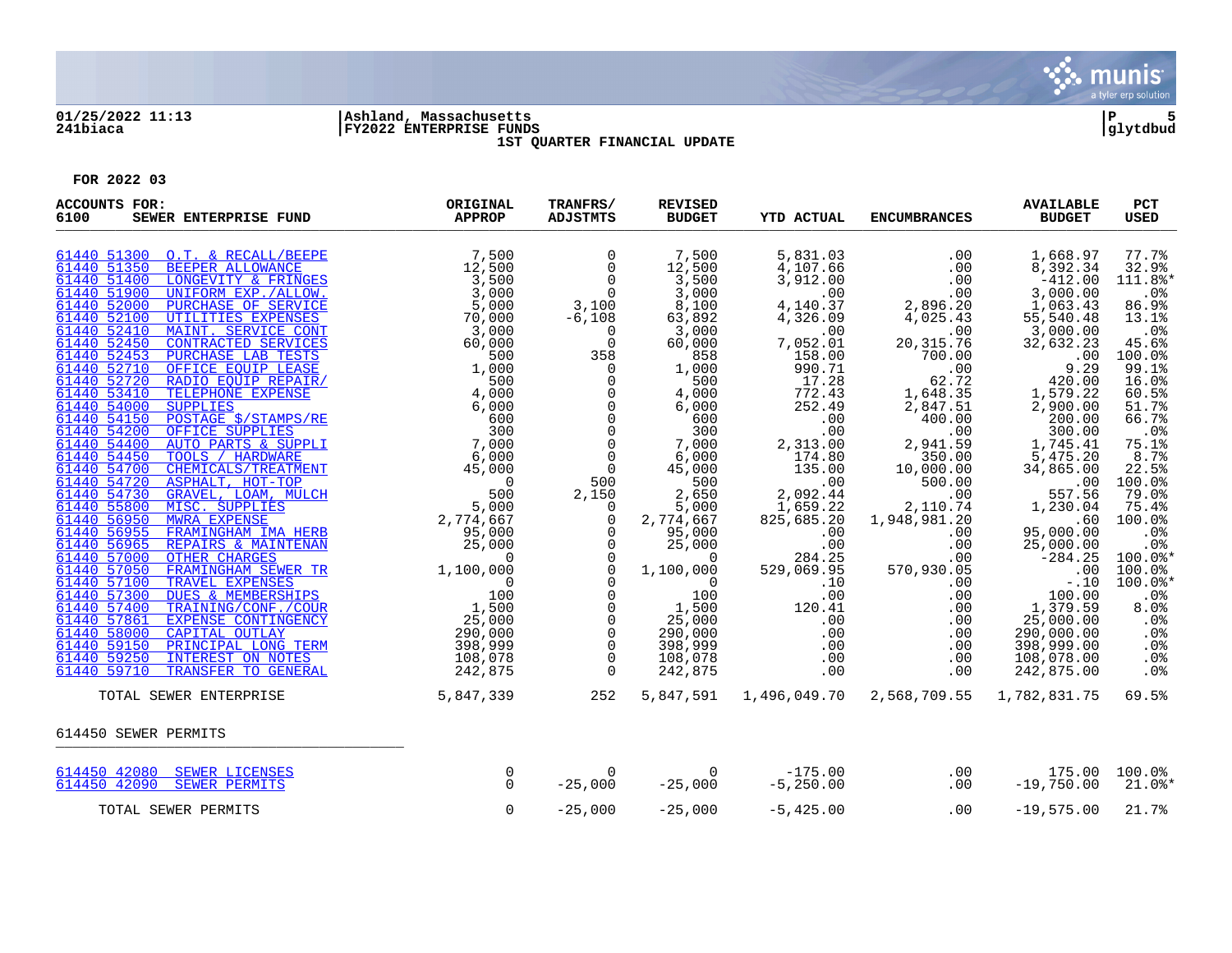01/25/2022 11:13 | Ashland, Massachusetts | P 5
241biaca | FY2022 ENTERPRISE FUNDS | glytdbud

1ST QUARTER FINANCIAL UPDATE

**FOR 2022 03**

| ACCOUNTS FOR: 6100 SEWER ENTERPRISE FUND | ORIGINAL APPROP | TRANFRS/ ADJSTMTS | REVISED BUDGET | YTD ACTUAL | ENCUMBRANCES | AVAILABLE BUDGET | PCT USED |
|---|---|---|---|---|---|---|---|
| 61440 51300 O.T. & RECALL/BEEPE | 7,500 | 0 | 7,500 | 5,831.03 | .00 | 1,668.97 | 77.7% |
| 61440 51350 BEEPER ALLOWANCE | 12,500 | 0 | 12,500 | 4,107.66 | .00 | 8,392.34 | 32.9% |
| 61440 51400 LONGEVITY & FRINGES | 3,500 | 0 | 3,500 | 3,912.00 | .00 | -412.00 | 111.8%* |
| 61440 51900 UNIFORM EXP./ALLOW. | 3,000 | 0 | 3,000 | .00 | .00 | 3,000.00 | .0% |
| 61440 52000 PURCHASE OF SERVICE | 5,000 | 3,100 | 8,100 | 4,140.37 | 2,896.20 | 1,063.43 | 86.9% |
| 61440 52100 UTILITIES EXPENSES | 70,000 | -6,108 | 63,892 | 4,326.09 | 4,025.43 | 55,540.48 | 13.1% |
| 61440 52410 MAINT. SERVICE CONT | 3,000 | 0 | 3,000 | .00 | .00 | 3,000.00 | .0% |
| 61440 52450 CONTRACTED SERVICES | 60,000 | 0 | 60,000 | 7,052.01 | 20,315.76 | 32,632.23 | 45.6% |
| 61440 52453 PURCHASE LAB TESTS | 500 | 358 | 858 | 158.00 | 700.00 | .00 | 100.0% |
| 61440 52710 OFFICE EQUIP LEASE | 1,000 | 0 | 1,000 | 990.71 | .00 | 9.29 | 99.1% |
| 61440 52720 RADIO EQUIP REPAIR/ | 500 | 0 | 500 | 17.28 | 62.72 | 420.00 | 16.0% |
| 61440 53410 TELEPHONE EXPENSE | 4,000 | 0 | 4,000 | 772.43 | 1,648.35 | 1,579.22 | 60.5% |
| 61440 54000 SUPPLIES | 6,000 | 0 | 6,000 | 252.49 | 2,847.51 | 2,900.00 | 51.7% |
| 61440 54150 POSTAGE $/STAMPS/RE | 600 | 0 | 600 | .00 | 400.00 | 200.00 | 66.7% |
| 61440 54200 OFFICE SUPPLIES | 300 | 0 | 300 | .00 | .00 | 300.00 | .0% |
| 61440 54400 AUTO PARTS & SUPPLI | 7,000 | 0 | 7,000 | 2,313.00 | 2,941.59 | 1,745.41 | 75.1% |
| 61440 54450 TOOLS / HARDWARE | 6,000 | 0 | 6,000 | 174.80 | 350.00 | 5,475.20 | 8.7% |
| 61440 54700 CHEMICALS/TREATMENT | 45,000 | 0 | 45,000 | 135.00 | 10,000.00 | 34,865.00 | 22.5% |
| 61440 54720 ASPHALT, HOT-TOP | 0 | 500 | 500 | .00 | 500.00 | .00 | 100.0% |
| 61440 54730 GRAVEL, LOAM, MULCH | 500 | 2,150 | 2,650 | 2,092.44 | .00 | 557.56 | 79.0% |
| 61440 55800 MISC. SUPPLIES | 5,000 | 0 | 5,000 | 1,659.22 | 2,110.74 | 1,230.04 | 75.4% |
| 61440 56950 MWRA EXPENSE | 2,774,667 | 0 | 2,774,667 | 825,685.20 | 1,948,981.20 | .60 | 100.0% |
| 61440 56955 FRAMINGHAM IMA HERB | 95,000 | 0 | 95,000 | .00 | .00 | 95,000.00 | .0% |
| 61440 56965 REPAIRS & MAINTENAN | 25,000 | 0 | 25,000 | .00 | .00 | 25,000.00 | .0% |
| 61440 57000 OTHER CHARGES | 0 | 0 | 0 | 284.25 | .00 | -284.25 | 100.0%* |
| 61440 57050 FRAMINGHAM SEWER TR | 1,100,000 | 0 | 1,100,000 | 529,069.95 | 570,930.05 | .00 | 100.0% |
| 61440 57100 TRAVEL EXPENSES | 0 | 0 | 0 | .10 | .00 | -.10 | 100.0%* |
| 61440 57300 DUES & MEMBERSHIPS | 100 | 0 | 100 | .00 | .00 | 100.00 | .0% |
| 61440 57400 TRAINING/CONF./COUR | 1,500 | 0 | 1,500 | 120.41 | .00 | 1,379.59 | 8.0% |
| 61440 57861 EXPENSE CONTINGENCY | 25,000 | 0 | 25,000 | .00 | .00 | 25,000.00 | .0% |
| 61440 58000 CAPITAL OUTLAY | 290,000 | 0 | 290,000 | .00 | .00 | 290,000.00 | .0% |
| 61440 59150 PRINCIPAL LONG TERM | 398,999 | 0 | 398,999 | .00 | .00 | 398,999.00 | .0% |
| 61440 59250 INTEREST ON NOTES | 108,078 | 0 | 108,078 | .00 | .00 | 108,078.00 | .0% |
| 61440 59710 TRANSFER TO GENERAL | 242,875 | 0 | 242,875 | .00 | .00 | 242,875.00 | .0% |
| TOTAL SEWER ENTERPRISE | 5,847,339 | 252 | 5,847,591 | 1,496,049.70 | 2,568,709.55 | 1,782,831.75 | 69.5% |

614450 SEWER PERMITS

| ACCOUNT | ORIGINAL APPROP | TRANFRS/ ADJSTMTS | REVISED BUDGET | YTD ACTUAL | ENCUMBRANCES | AVAILABLE BUDGET | PCT USED |
|---|---|---|---|---|---|---|---|
| 614450 42080 SEWER LICENSES | 0 | 0 | 0 | -175.00 | .00 | 175.00 | 100.0% |
| 614450 42090 SEWER PERMITS | 0 | -25,000 | -25,000 | -5,250.00 | .00 | -19,750.00 | 21.0%* |
| TOTAL SEWER PERMITS | 0 | -25,000 | -25,000 | -5,425.00 | .00 | -19,575.00 | 21.7% |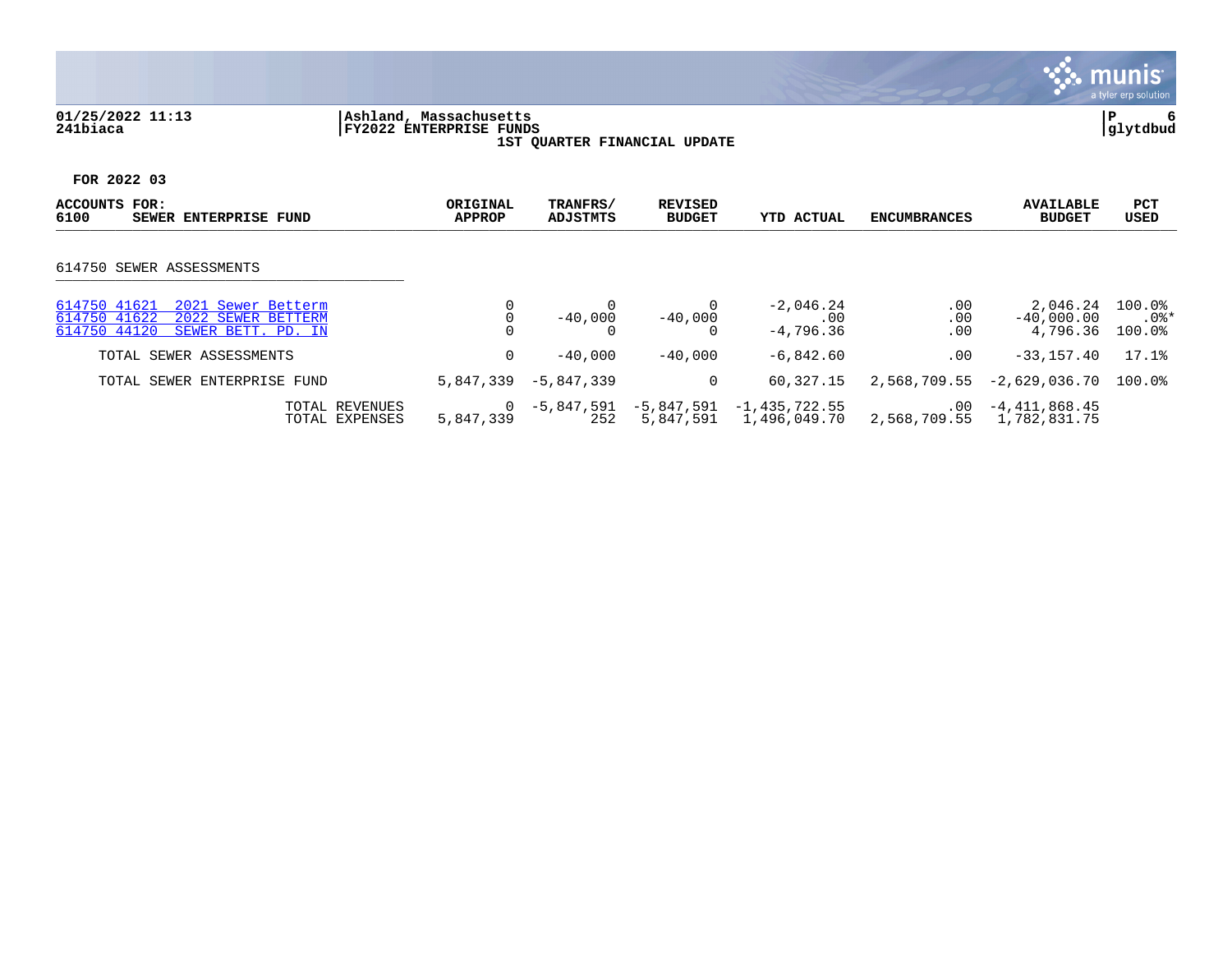01/25/2022 11:13 | Ashland, Massachusetts
241biaca | FY2022 ENTERPRISE FUNDS
1ST QUARTER FINANCIAL UPDATE

**FOR 2022 03**

| ACCOUNTS FOR: 6100 SEWER ENTERPRISE FUND | ORIGINAL APPROP | TRANFRS/ ADJSTMTS | REVISED BUDGET | YTD ACTUAL | ENCUMBRANCES | AVAILABLE BUDGET | PCT USED |
|---|---|---|---|---|---|---|---|
| **614750 SEWER ASSESSMENTS** | | | | | | | |
| 614750 41621 2021 Sewer Betterm | 0 | 0 | 0 | -2,046.24 | .00 | 2,046.24 | 100.0% |
| 614750 41622 2022 SEWER BETTERM | 0 | -40,000 | -40,000 | .00 | .00 | -40,000.00 | .0%* |
| 614750 44120 SEWER BETT. PD. IN | 0 | 0 | 0 | -4,796.36 | .00 | 4,796.36 | 100.0% |
| TOTAL SEWER ASSESSMENTS | 0 | -40,000 | -40,000 | -6,842.60 | .00 | -33,157.40 | 17.1% |
| TOTAL SEWER ENTERPRISE FUND | 5,847,339 | -5,847,339 | 0 | 60,327.15 | 2,568,709.55 | -2,629,036.70 | 100.0% |
| TOTAL REVENUES | 0 | -5,847,591 | -5,847,591 | -1,435,722.55 | .00 | -4,411,868.45 | |
| TOTAL EXPENSES | 5,847,339 | 252 | 5,847,591 | 1,496,049.70 | 2,568,709.55 | 1,782,831.75 | |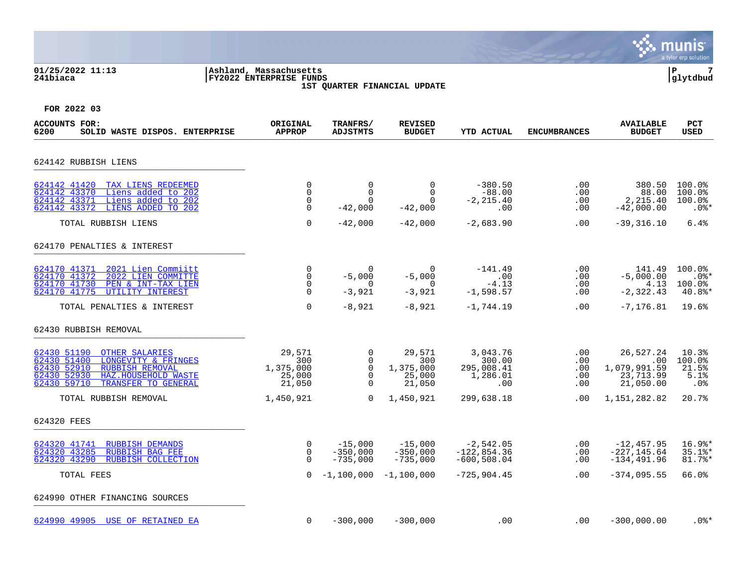**01/25/2022 11:13** | **Ashland, Massachusetts** | **P 7**
**241biaca** | **FY2022 ENTERPRISE FUNDS** | **glytdbud**

**1ST QUARTER FINANCIAL UPDATE**

**FOR 2022 03**

| ACCOUNTS FOR: 6200 SOLID WASTE DISPOS. ENTERPRISE | ORIGINAL APPROP | TRANFRS/ ADJSTMTS | REVISED BUDGET | YTD ACTUAL | ENCUMBRANCES | AVAILABLE BUDGET | PCT USED |
|---|---|---|---|---|---|---|---|
| **624142 RUBBISH LIENS** | | | | | | | |
| 624142 41420 TAX LIENS REDEEMED | 0 | 0 | 0 | -380.50 | .00 | 380.50 | 100.0% |
| 624142 43370 Liens added to 202 | 0 | 0 | 0 | -88.00 | .00 | 88.00 | 100.0% |
| 624142 43371 Liens added to 202 | 0 | 0 | 0 | -2,215.40 | .00 | 2,215.40 | 100.0% |
| 624142 43372 LIENS ADDED TO 202 | 0 | -42,000 | -42,000 | .00 | .00 | -42,000.00 | .0%* |
| TOTAL RUBBISH LIENS | 0 | -42,000 | -42,000 | -2,683.90 | .00 | -39,316.10 | 6.4% |
| **624170 PENALTIES & INTEREST** | | | | | | | |
| 624170 41371 2021 Lien Commiitt | 0 | 0 | 0 | -141.49 | .00 | 141.49 | 100.0% |
| 624170 41372 2022 LIEN COMMITTE | 0 | -5,000 | -5,000 | .00 | .00 | -5,000.00 | .0%* |
| 624170 41730 PEN & INT-TAX LIEN | 0 | 0 | 0 | -4.13 | .00 | 4.13 | 100.0% |
| 624170 41775 UTILITY INTEREST | 0 | -3,921 | -3,921 | -1,598.57 | .00 | -2,322.43 | 40.8%* |
| TOTAL PENALTIES & INTEREST | 0 | -8,921 | -8,921 | -1,744.19 | .00 | -7,176.81 | 19.6% |
| **62430 RUBBISH REMOVAL** | | | | | | | |
| 62430 51190 OTHER SALARIES | 29,571 | 0 | 29,571 | 3,043.76 | .00 | 26,527.24 | 10.3% |
| 62430 51400 LONGEVITY & FRINGES | 300 | 0 | 300 | 300.00 | .00 | .00 | 100.0% |
| 62430 52910 RUBBISH REMOVAL | 1,375,000 | 0 | 1,375,000 | 295,008.41 | .00 | 1,079,991.59 | 21.5% |
| 62430 52930 HAZ.HOUSEHOLD WASTE | 25,000 | 0 | 25,000 | 1,286.01 | .00 | 23,713.99 | 5.1% |
| 62430 59710 TRANSFER TO GENERAL | 21,050 | 0 | 21,050 | .00 | .00 | 21,050.00 | .0% |
| TOTAL RUBBISH REMOVAL | 1,450,921 | 0 | 1,450,921 | 299,638.18 | .00 | 1,151,282.82 | 20.7% |
| **624320 FEES** | | | | | | | |
| 624320 41741 RUBBISH DEMANDS | 0 | -15,000 | -15,000 | -2,542.05 | .00 | -12,457.95 | 16.9%* |
| 624320 43285 RUBBISH BAG FEE | 0 | -350,000 | -350,000 | -122,854.36 | .00 | -227,145.64 | 35.1%* |
| 624320 43290 RUBBISH COLLECTION | 0 | -735,000 | -735,000 | -600,508.04 | .00 | -134,491.96 | 81.7%* |
| TOTAL FEES | 0 | -1,100,000 | -1,100,000 | -725,904.45 | .00 | -374,095.55 | 66.0% |
| **624990 OTHER FINANCING SOURCES** | | | | | | | |
| 624990 49905 USE OF RETAINED EA | 0 | -300,000 | -300,000 | .00 | .00 | -300,000.00 | .0%* |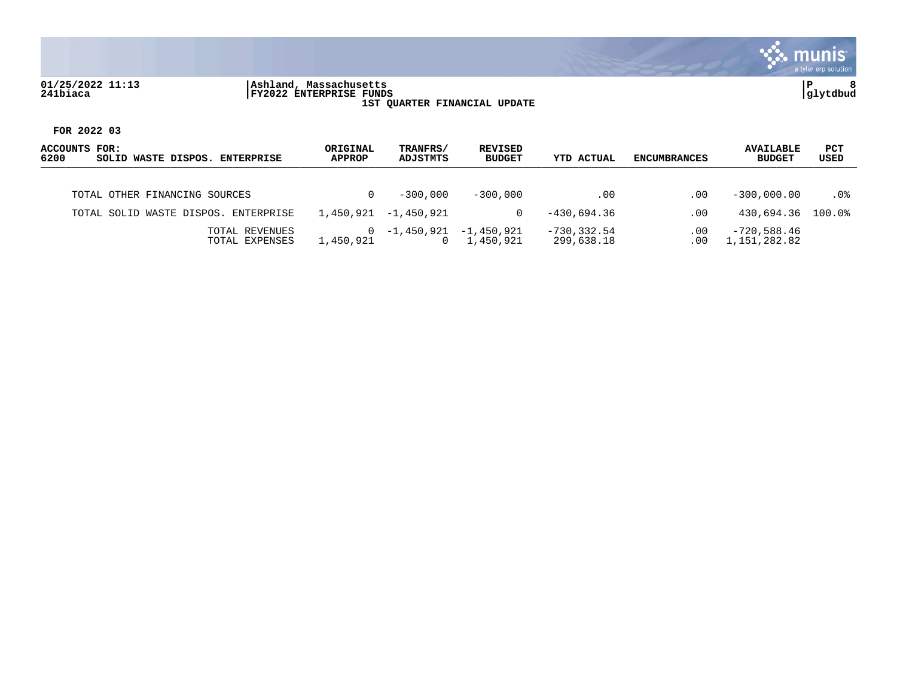01/25/2022 11:13 | Ashland, Massachusetts
241biaca | FY2022 ENTERPRISE FUNDS

1ST QUARTER FINANCIAL UPDATE

**FOR 2022 03**

| ACCOUNTS FOR: 6200 SOLID WASTE DISPOS. ENTERPRISE | ORIGINAL APPROP | TRANFRS/ ADJSTMTS | REVISED BUDGET | YTD ACTUAL | ENCUMBRANCES | AVAILABLE BUDGET | PCT USED |
|---|---|---|---|---|---|---|---|
| TOTAL OTHER FINANCING SOURCES | 0 | -300,000 | -300,000 | .00 | .00 | -300,000.00 | .0% |
| TOTAL SOLID WASTE DISPOS. ENTERPRISE | 1,450,921 | -1,450,921 | 0 | -430,694.36 | .00 | 430,694.36 | 100.0% |
| TOTAL REVENUES | 0 | -1,450,921 | -1,450,921 | -730,332.54 | .00 | -720,588.46 | |
| TOTAL EXPENSES | 1,450,921 | 0 | 1,450,921 | 299,638.18 | .00 | 1,151,282.82 | |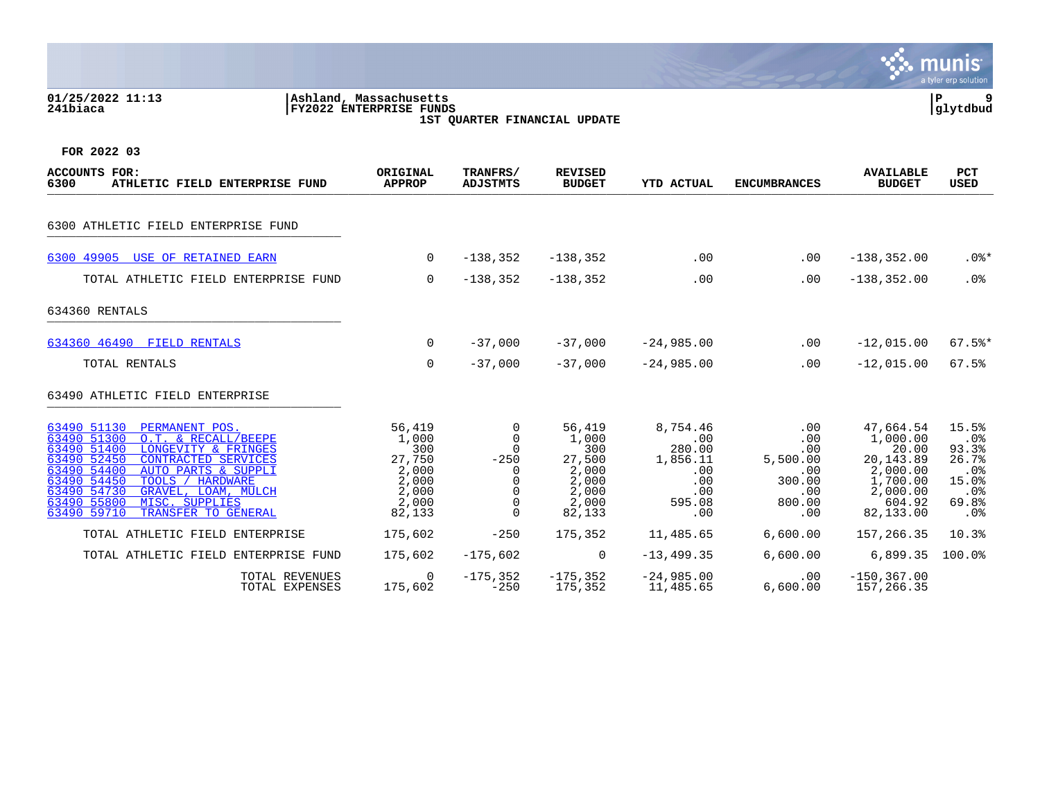01/25/2022 11:13
241biaca

Ashland, Massachusetts
FY2022 ENTERPRISE FUNDS
1ST QUARTER FINANCIAL UPDATE

glytdbud

**FOR 2022 03**

| ACCOUNTS FOR: 6300 ATHLETIC FIELD ENTERPRISE FUND | ORIGINAL APPROP | TRANFRS/ ADJSTMTS | REVISED BUDGET | YTD ACTUAL | ENCUMBRANCES | AVAILABLE BUDGET | PCT USED |
|---|---|---|---|---|---|---|---|
| **6300 ATHLETIC FIELD ENTERPRISE FUND** | | | | | | | |
| 6300 49905 USE OF RETAINED EARN | 0 | -138,352 | -138,352 | .00 | .00 | -138,352.00 | .0%* |
| TOTAL ATHLETIC FIELD ENTERPRISE FUND | 0 | -138,352 | -138,352 | .00 | .00 | -138,352.00 | .0% |
| **634360 RENTALS** | | | | | | | |
| 634360 46490 FIELD RENTALS | 0 | -37,000 | -37,000 | -24,985.00 | .00 | -12,015.00 | 67.5%* |
| TOTAL RENTALS | 0 | -37,000 | -37,000 | -24,985.00 | .00 | -12,015.00 | 67.5% |
| **63490 ATHLETIC FIELD ENTERPRISE** | | | | | | | |
| 63490 51130 PERMANENT POS. | 56,419 | 0 | 56,419 | 8,754.46 | .00 | 47,664.54 | 15.5% |
| 63490 51300 O.T. & RECALL/BEEPE | 1,000 | 0 | 1,000 | .00 | .00 | 1,000.00 | .0% |
| 63490 51400 LONGEVITY & FRINGES | 300 | 0 | 300 | 280.00 | .00 | 20.00 | 93.3% |
| 63490 52450 CONTRACTED SERVICES | 27,750 | -250 | 27,500 | 1,856.11 | 5,500.00 | 20,143.89 | 26.7% |
| 63490 54400 AUTO PARTS & SUPPLI | 2,000 | 0 | 2,000 | .00 | .00 | 2,000.00 | .0% |
| 63490 54450 TOOLS / HARDWARE | 2,000 | 0 | 2,000 | .00 | 300.00 | 1,700.00 | 15.0% |
| 63490 54730 GRAVEL, LOAM, MULCH | 2,000 | 0 | 2,000 | .00 | .00 | 2,000.00 | .0% |
| 63490 55800 MISC. SUPPLIES | 2,000 | 0 | 2,000 | 595.08 | 800.00 | 604.92 | 69.8% |
| 63490 59710 TRANSFER TO GENERAL | 82,133 | 0 | 82,133 | .00 | .00 | 82,133.00 | .0% |
| TOTAL ATHLETIC FIELD ENTERPRISE | 175,602 | -250 | 175,352 | 11,485.65 | 6,600.00 | 157,266.35 | 10.3% |
| TOTAL ATHLETIC FIELD ENTERPRISE FUND | 175,602 | -175,602 | 0 | -13,499.35 | 6,600.00 | 6,899.35 | 100.0% |
| TOTAL REVENUES | 0 | -175,352 | -175,352 | -24,985.00 | .00 | -150,367.00 | |
| TOTAL EXPENSES | 175,602 | -250 | 175,352 | 11,485.65 | 6,600.00 | 157,266.35 | |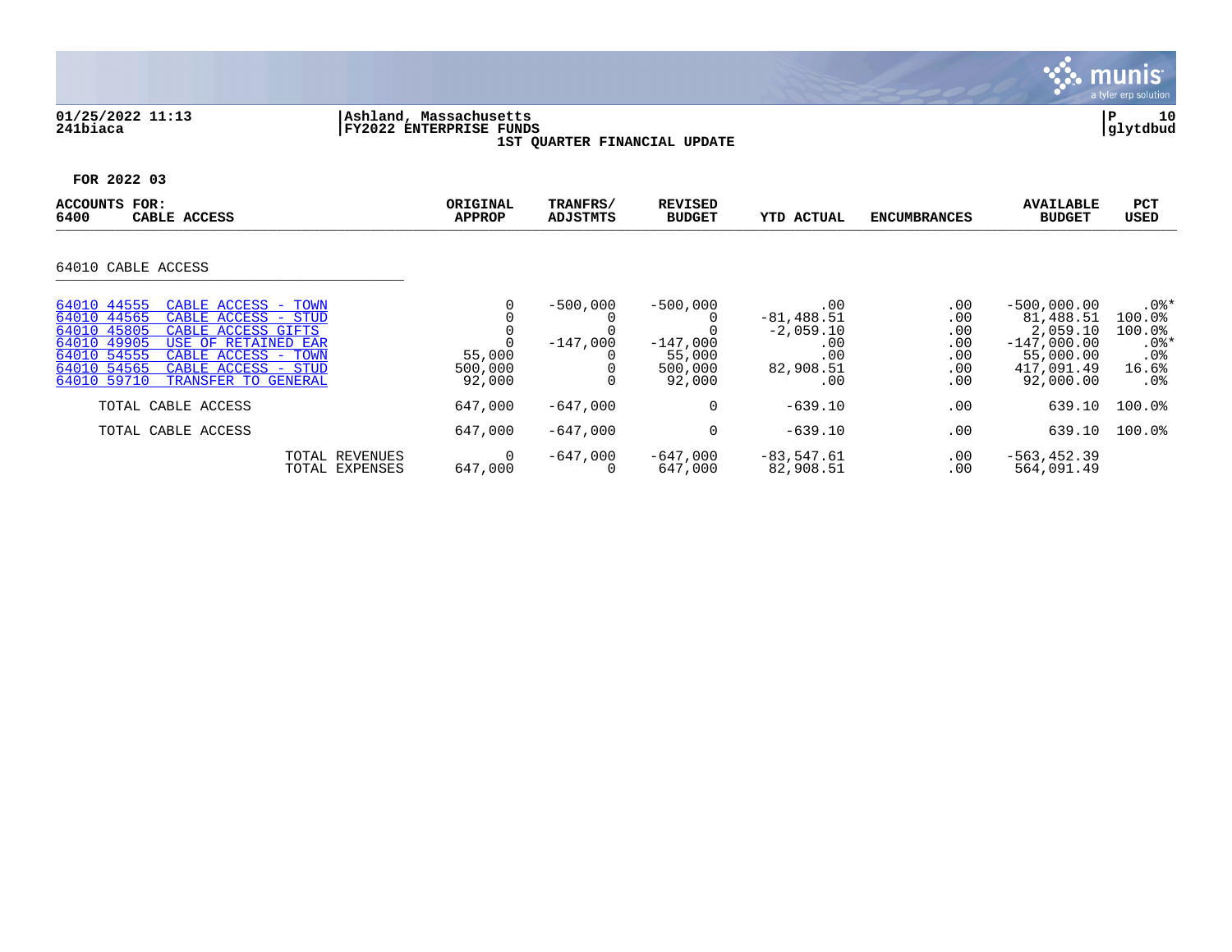01/25/2022 11:13
241biaca

Ashland, Massachusetts
FY2022 ENTERPRISE FUNDS
1ST QUARTER FINANCIAL UPDATE

glytdbud

FOR 2022 03

| ACCOUNTS FOR: 6400 CABLE ACCESS | ORIGINAL APPROP | TRANFRS/ ADJSTMTS | REVISED BUDGET | YTD ACTUAL | ENCUMBRANCES | AVAILABLE BUDGET | PCT USED |
|---|---|---|---|---|---|---|---|
| **64010 CABLE ACCESS** | | | | | | | |
| 64010 44555 CABLE ACCESS - TOWN | 0 | -500,000 | -500,000 | .00 | .00 | -500,000.00 | .0%* |
| 64010 44565 CABLE ACCESS - STUD | 0 | 0 | 0 | -81,488.51 | .00 | 81,488.51 | 100.0% |
| 64010 45805 CABLE ACCESS GIFTS | 0 | 0 | 0 | -2,059.10 | .00 | 2,059.10 | 100.0% |
| 64010 49905 USE OF RETAINED EAR | 0 | -147,000 | -147,000 | .00 | .00 | -147,000.00 | .0%* |
| 64010 54555 CABLE ACCESS - TOWN | 55,000 | 0 | 55,000 | .00 | .00 | 55,000.00 | .0% |
| 64010 54565 CABLE ACCESS - STUD | 500,000 | 0 | 500,000 | 82,908.51 | .00 | 417,091.49 | 16.6% |
| 64010 59710 TRANSFER TO GENERAL | 92,000 | 0 | 92,000 | .00 | .00 | 92,000.00 | .0% |
| TOTAL CABLE ACCESS | 647,000 | -647,000 | 0 | -639.10 | .00 | 639.10 | 100.0% |
| TOTAL CABLE ACCESS | 647,000 | -647,000 | 0 | -639.10 | .00 | 639.10 | 100.0% |
| TOTAL REVENUES | 0 | -647,000 | -647,000 | -83,547.61 | .00 | -563,452.39 | |
| TOTAL EXPENSES | 647,000 | 0 | 647,000 | 82,908.51 | .00 | 564,091.49 | |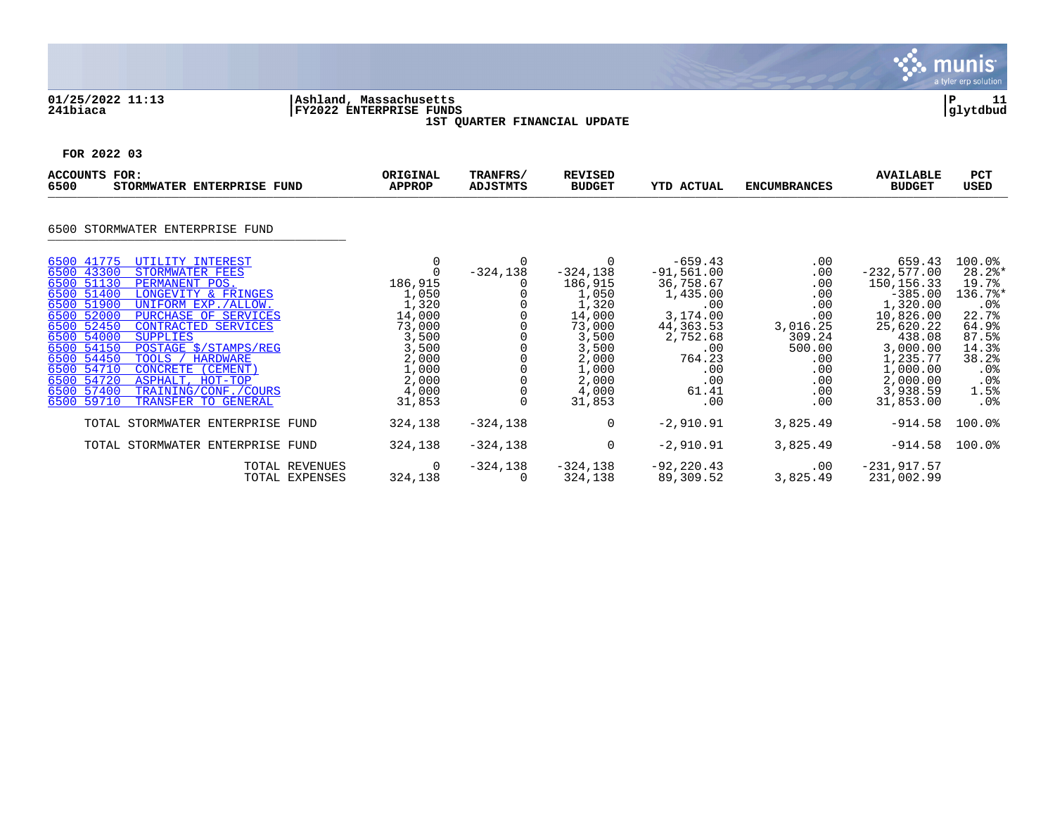01/25/2022 11:13 | Ashland, Massachusetts | P 11
241biaca | FY2022 ENTERPRISE FUNDS | glytdbud

1ST QUARTER FINANCIAL UPDATE

FOR 2022 03

| ACCOUNTS FOR: 6500 STORMWATER ENTERPRISE FUND | ORIGINAL APPROP | TRANFRS/ ADJSTMTS | REVISED BUDGET | YTD ACTUAL | ENCUMBRANCES | AVAILABLE BUDGET | PCT USED |
|---|---|---|---|---|---|---|---|
| **6500 STORMWATER ENTERPRISE FUND** | | | | | | | |
| 6500 41775 UTILITY INTEREST | 0 | 0 | 0 | -659.43 | .00 | 659.43 | 100.0% |
| 6500 43300 STORMWATER FEES | 0 | -324,138 | -324,138 | -91,561.00 | .00 | -232,577.00 | 28.2%* |
| 6500 51130 PERMANENT POS. | 186,915 | 0 | 186,915 | 36,758.67 | .00 | 150,156.33 | 19.7% |
| 6500 51400 LONGEVITY & FRINGES | 1,050 | 0 | 1,050 | 1,435.00 | .00 | -385.00 | 136.7%* |
| 6500 51900 UNIFORM EXP./ALLOW. | 1,320 | 0 | 1,320 | .00 | .00 | 1,320.00 | .0% |
| 6500 52000 PURCHASE OF SERVICES | 14,000 | 0 | 14,000 | 3,174.00 | .00 | 10,826.00 | 22.7% |
| 6500 52450 CONTRACTED SERVICES | 73,000 | 0 | 73,000 | 44,363.53 | 3,016.25 | 25,620.22 | 64.9% |
| 6500 54000 SUPPLIES | 3,500 | 0 | 3,500 | 2,752.68 | 309.24 | 438.08 | 87.5% |
| 6500 54150 POSTAGE $/STAMPS/REG | 3,500 | 0 | 3,500 | .00 | 500.00 | 3,000.00 | 14.3% |
| 6500 54450 TOOLS / HARDWARE | 2,000 | 0 | 2,000 | 764.23 | .00 | 1,235.77 | 38.2% |
| 6500 54710 CONCRETE (CEMENT) | 1,000 | 0 | 1,000 | .00 | .00 | 1,000.00 | .0% |
| 6500 54720 ASPHALT, HOT-TOP | 2,000 | 0 | 2,000 | .00 | .00 | 2,000.00 | .0% |
| 6500 57400 TRAINING/CONF./COURS | 4,000 | 0 | 4,000 | 61.41 | .00 | 3,938.59 | 1.5% |
| 6500 59710 TRANSFER TO GENERAL | 31,853 | 0 | 31,853 | .00 | .00 | 31,853.00 | .0% |
| TOTAL STORMWATER ENTERPRISE FUND | 324,138 | -324,138 | 0 | -2,910.91 | 3,825.49 | -914.58 | 100.0% |
| TOTAL STORMWATER ENTERPRISE FUND | 324,138 | -324,138 | 0 | -2,910.91 | 3,825.49 | -914.58 | 100.0% |
| TOTAL REVENUES | 0 | -324,138 | -324,138 | -92,220.43 | .00 | -231,917.57 | |
| TOTAL EXPENSES | 324,138 | 0 | 324,138 | 89,309.52 | 3,825.49 | 231,002.99 | |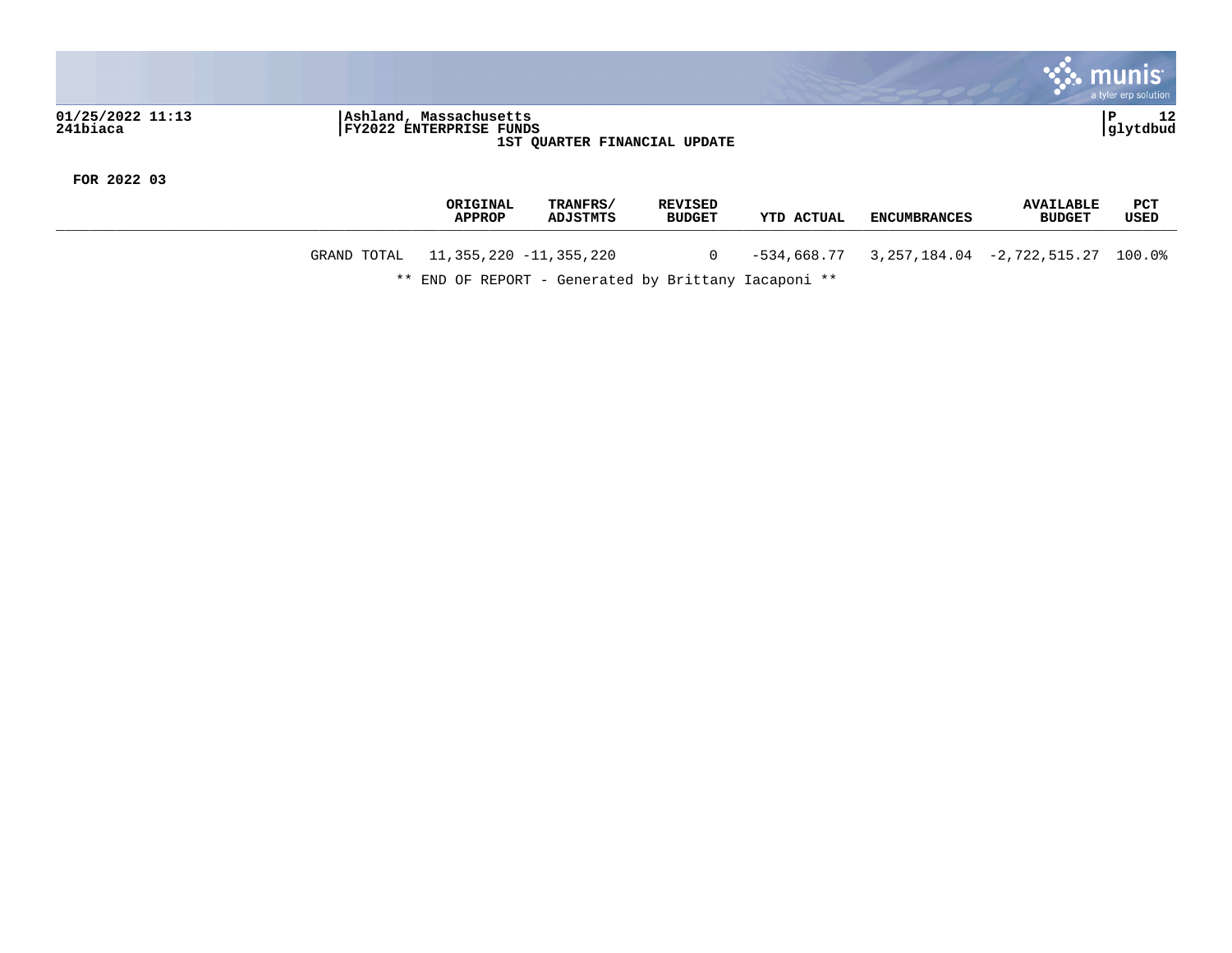01/25/2022 11:13
241biaca

Ashland, Massachusetts
FY2022 ENTERPRISE FUNDS
1ST QUARTER FINANCIAL UPDATE

P 12
glytdbud

FOR 2022 03

| | ORIGINAL APPROP | TRANFRS/ ADJSTMTS | REVISED BUDGET | YTD ACTUAL | ENCUMBRANCES | AVAILABLE BUDGET | PCT USED |
|---|---|---|---|---|---|---|---|
| GRAND TOTAL | 11,355,220 | -11,355,220 | 0 | -534,668.77 | 3,257,184.04 | -2,722,515.27 | 100.0% |

** END OF REPORT - Generated by Brittany Iacaponi **